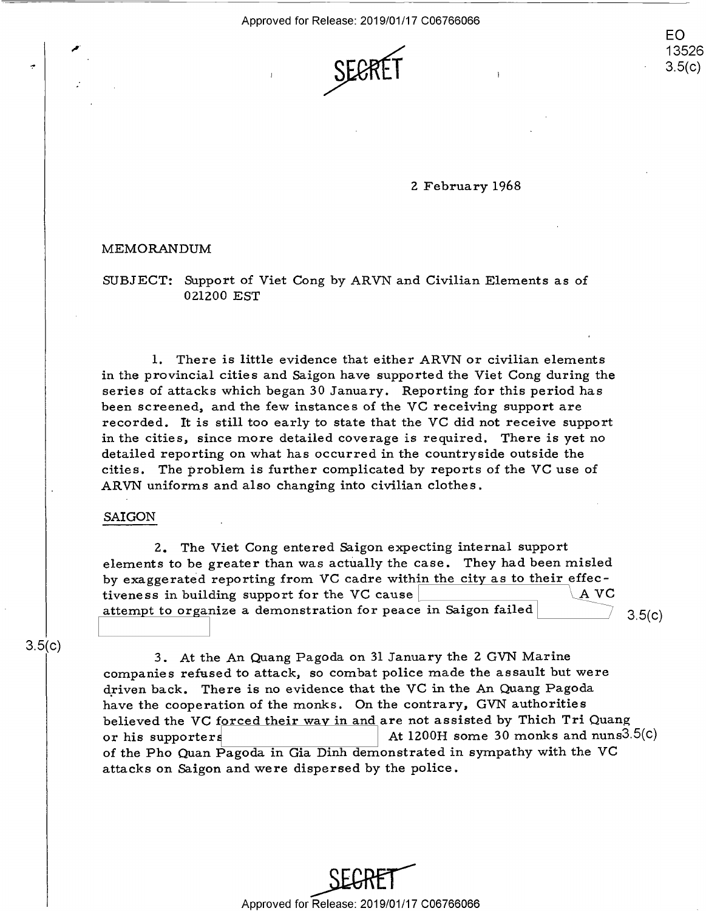SECRET

EO 13526 3.5(c)

2 February 1968

MEMORANDUM

SUBJECT: Support of Viet Cong by ARVN and Civilian Elements as of 021200 EST

1. There is little evidence that either ARVN or civilian elements in the provincial cities and Saigon have supported the Viet Cong during the series of attacks which began 30 January. Reporting for this period has been screened, and the few instances of the VC receiving support are recorded. It is still too early to state that the VC did not receive support in the cities, since more detailed coverage is required. There is yet no detailed reporting on what has occurred in the countryside outside the cities. The problem is further complicated by reports of the VC use of ARVN uniforms and also changing into civilian clothes.

SAIGON

2. The Viet Cong entered Saigon expecting internal support elements to be greater than was actually the case. They had been misled by exaggerated reporting from VC cadre within the city as to their effectiveness in building support for the VC cause [redacted] A VC attempt to organize a demonstration for peace in Saigon failed [redacted] 3.5(c)

3.5(c)

3. At the An Quang Pagoda on 31 January the 2 GVN Marine companies refused to attack, so combat police made the assault but were driven back. There is no evidence that the VC in the An Quang Pagoda have the cooperation of the monks. On the contrary, GVN authorities believed the VC forced their way in and are not assisted by Thich Tri Quang or his supporters [redacted] At 1200H some 30 monks and nuns 3.5(c) of the Pho Quan Pagoda in Gia Dinh demonstrated in sympathy with the VC attacks on Saigon and were dispersed by the police.

SECRET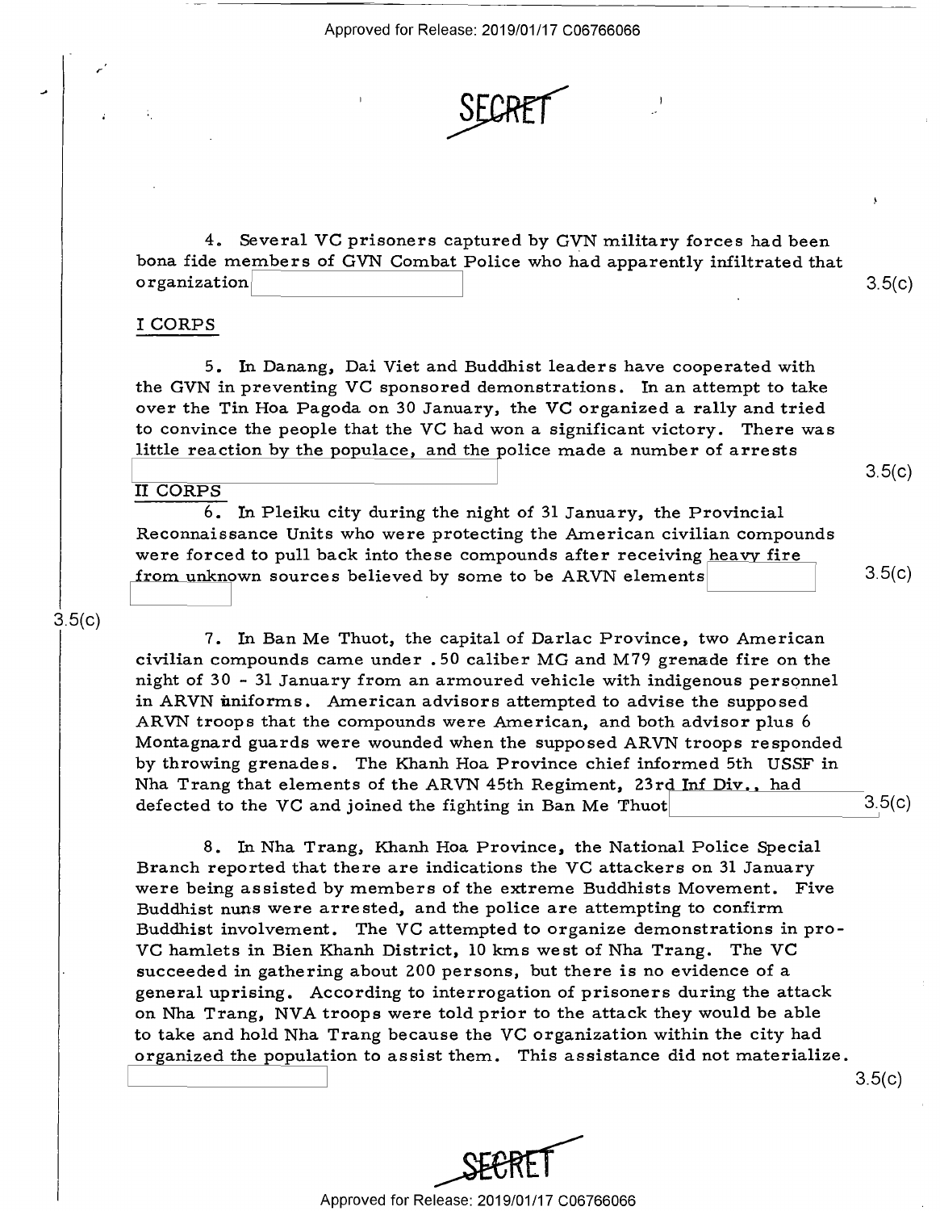SECRET

4. Several VC prisoners captured by GVN military forces had been bona fide members of GVN Combat Police who had apparently infiltrated that organization 3.5(c)

## I CORPS

5. In Danang, Dai Viet and Buddhist leaders have cooperated with the GVN in preventing VC sponsored demonstrations. In an attempt to take over the Tin Hoa Pagoda on 30 January, the VC organized a rally and tried to convince the people that the VC had won a significant victory. There was little reaction by the populace, and the police made a number of arrests 3.5(c)

## II CORPS

6. In Pleiku city during the night of 31 January, the Provincial Reconnaissance Units who were protecting the American civilian compounds were forced to pull back into these compounds after receiving heavy fire from unknown sources believed by some to be ARVN elements 3.5(c)

3.5(c)

7. In Ban Me Thuot, the capital of Darlac Province, two American civilian compounds came under .50 caliber MG and M79 grenade fire on the night of 30 - 31 January from an armoured vehicle with indigenous personnel in ARVN uniforms. American advisors attempted to advise the supposed ARVN troops that the compounds were American, and both advisor plus 6 Montagnard guards were wounded when the supposed ARVN troops responded by throwing grenades. The Khanh Hoa Province chief informed 5th USSF in Nha Trang that elements of the ARVN 45th Regiment, 23rd Inf Div., had defected to the VC and joined the fighting in Ban Me Thuot 3.5(c)

8. In Nha Trang, Khanh Hoa Province, the National Police Special Branch reported that there are indications the VC attackers on 31 January were being assisted by members of the extreme Buddhists Movement. Five Buddhist nuns were arrested, and the police are attempting to confirm Buddhist involvement. The VC attempted to organize demonstrations in pro-VC hamlets in Bien Khanh District, 10 kms west of Nha Trang. The VC succeeded in gathering about 200 persons, but there is no evidence of a general uprising. According to interrogation of prisoners during the attack on Nha Trang, NVA troops were told prior to the attack they would be able to take and hold Nha Trang because the VC organization within the city had organized the population to assist them. This assistance did not materialize. 3.5(c)

SECRET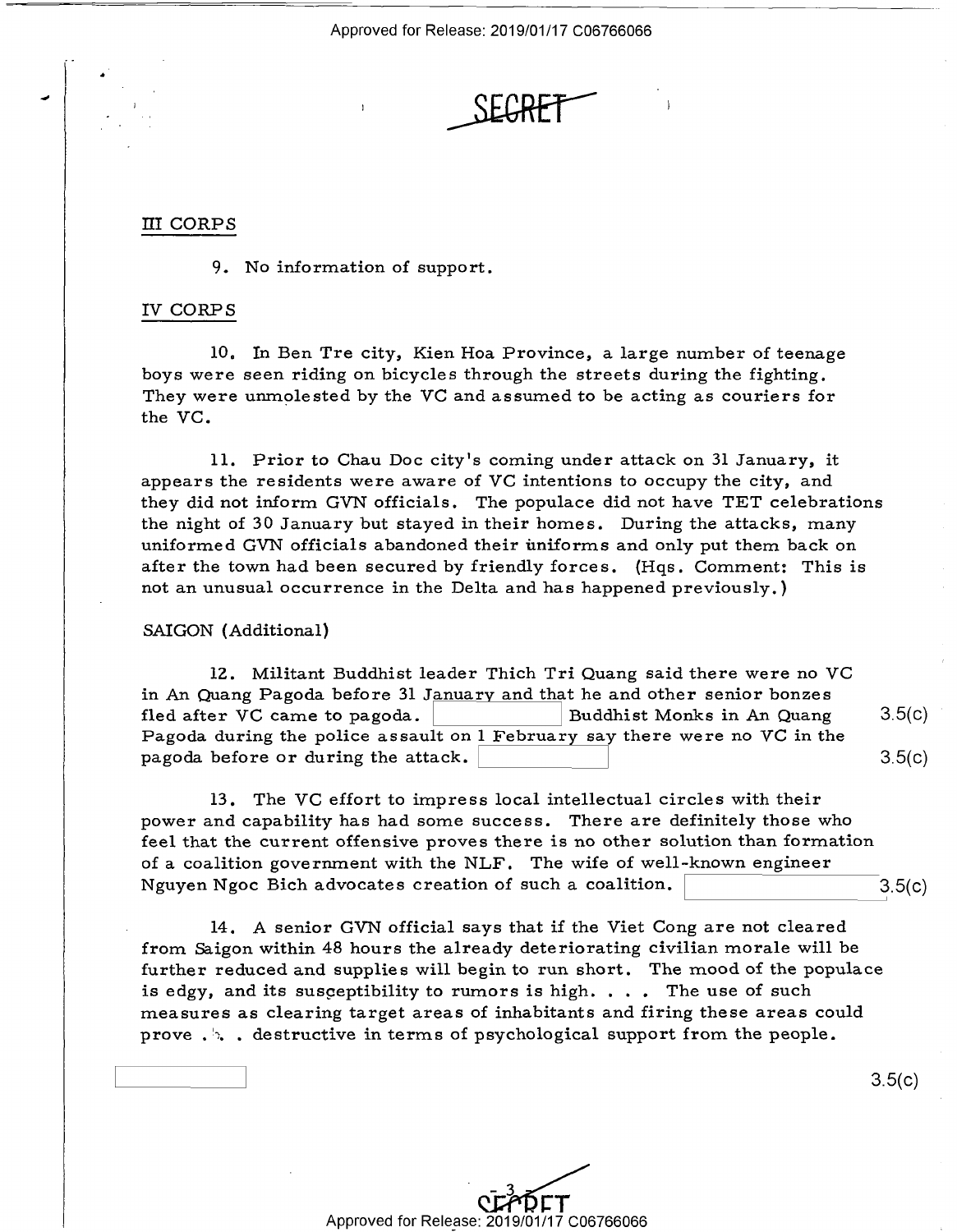SECRET

III CORPS

9. No information of support.

IV CORPS

10. In Ben Tre city, Kien Hoa Province, a large number of teenage boys were seen riding on bicycles through the streets during the fighting. They were unmolested by the VC and assumed to be acting as couriers for the VC.

11. Prior to Chau Doc city's coming under attack on 31 January, it appears the residents were aware of VC intentions to occupy the city, and they did not inform GVN officials. The populace did not have TET celebrations the night of 30 January but stayed in their homes. During the attacks, many uniformed GVN officials abandoned their uniforms and only put them back on after the town had been secured by friendly forces. (Hqs. Comment: This is not an unusual occurrence in the Delta and has happened previously.)

SAIGON (Additional)

12. Militant Buddhist leader Thich Tri Quang said there were no VC in An Quang Pagoda before 31 January and that he and other senior bonzes fled after VC came to pagoda. [ ] Buddhist Monks in An Quang Pagoda during the police assault on 1 February say there were no VC in the pagoda before or during the attack. [ ] 3.5(c) 3.5(c)

13. The VC effort to impress local intellectual circles with their power and capability has had some success. There are definitely those who feel that the current offensive proves there is no other solution than formation of a coalition government with the NLF. The wife of well-known engineer Nguyen Ngoc Bich advocates creation of such a coalition. [ ] 3.5(c)

14. A senior GVN official says that if the Viet Cong are not cleared from Saigon within 48 hours the already deteriorating civilian morale will be further reduced and supplies will begin to run short. The mood of the populace is edgy, and its susceptibility to rumors is high. . . . The use of such measures as clearing target areas of inhabitants and firing these areas could prove . . . destructive in terms of psychological support from the people.

[ ] 3.5(c)

SECRET